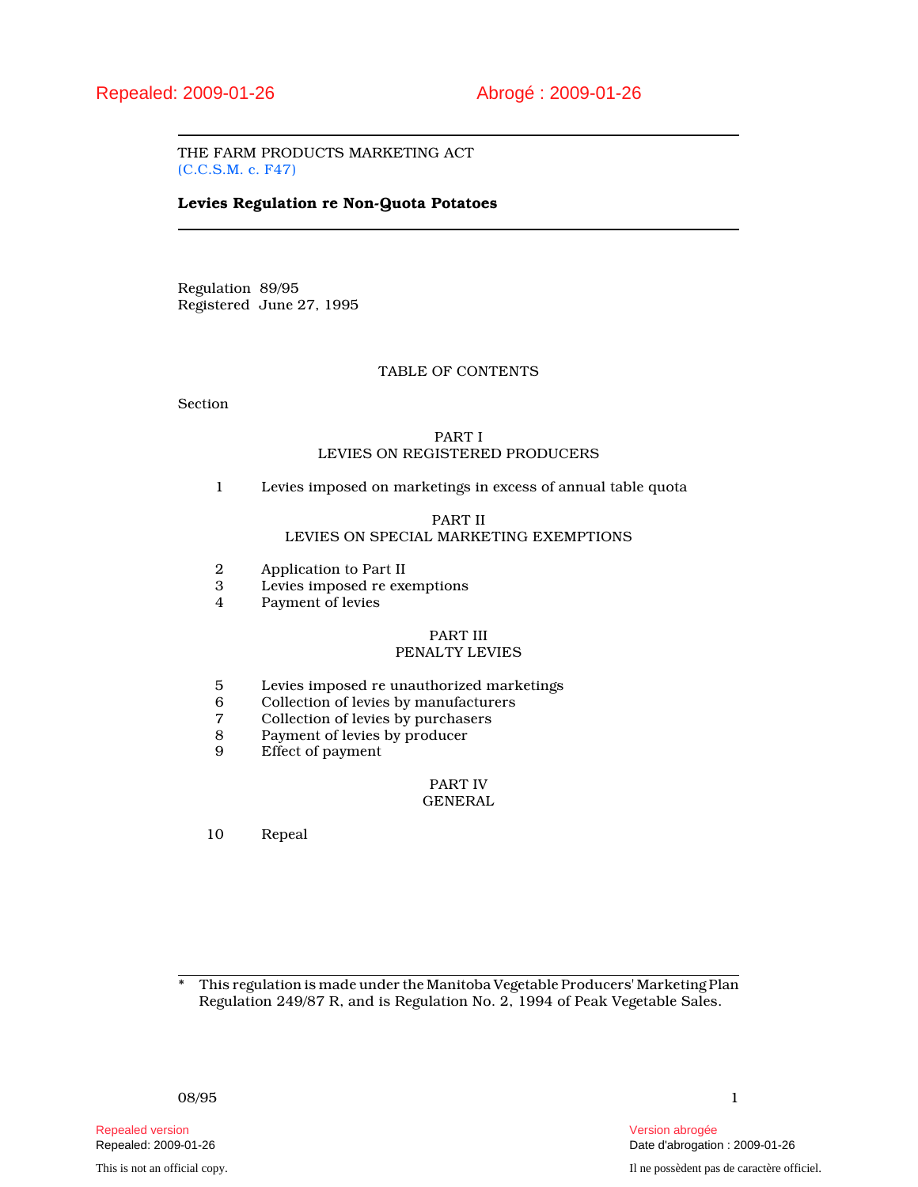Repealed: 2009-01-26　　　　Abrogé : 2009-01-26

THE FARM PRODUCTS MARKETING ACT
(C.C.S.M. c. F47)

# Levies Regulation re Non-Quota Potatoes

Regulation 89/95
Registered June 27, 1995

## TABLE OF CONTENTS

Section

### PART I
### LEVIES ON REGISTERED PRODUCERS

1 Levies imposed on marketings in excess of annual table quota

### PART II
### LEVIES ON SPECIAL MARKETING EXEMPTIONS

2 Application to Part II
3 Levies imposed re exemptions
4 Payment of levies

### PART III
### PENALTY LEVIES

5 Levies imposed re unauthorized marketings
6 Collection of levies by manufacturers
7 Collection of levies by purchasers
8 Payment of levies by producer
9 Effect of payment

### PART IV
### GENERAL

10 Repeal

---

* This regulation is made under the Manitoba Vegetable Producers' Marketing Plan Regulation 249/87 R, and is Regulation No. 2, 1994 of Peak Vegetable Sales.

08/95

Repealed version
Repealed: 2009-01-26

Version abrogée
Date d'abrogation : 2009-01-26

This is not an official copy.

Il ne possèdent pas de caractère officiel.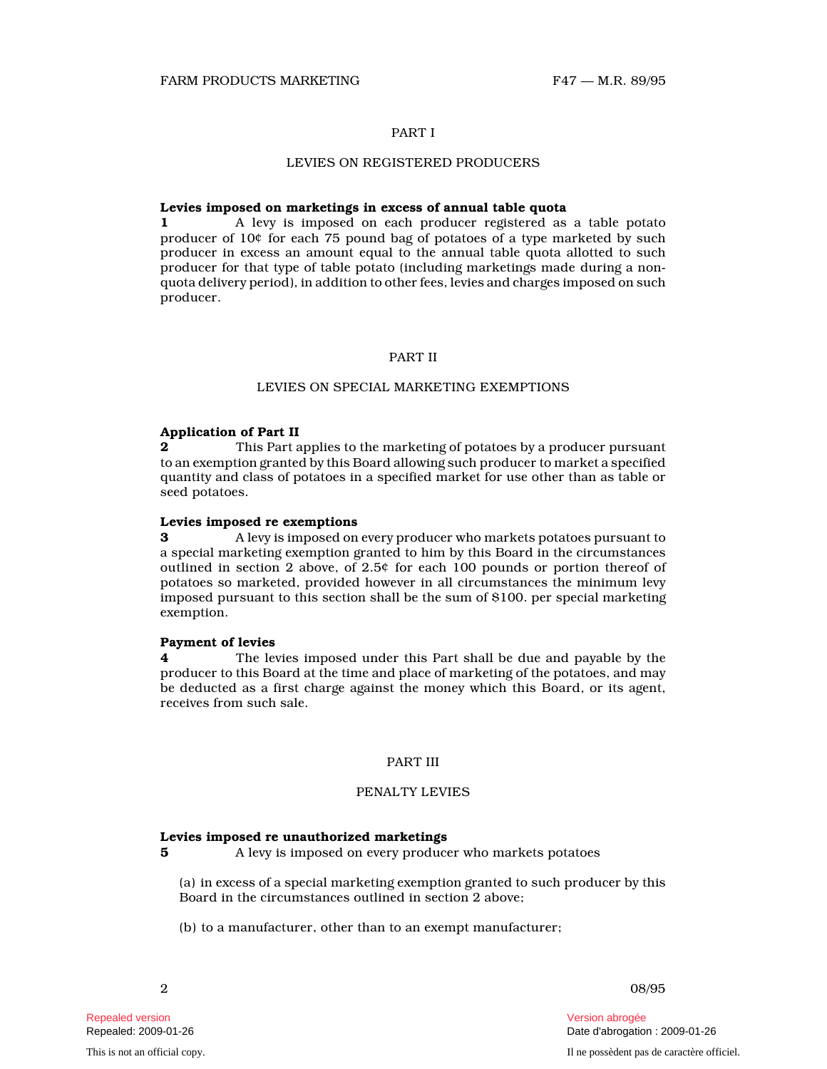## PART I

### LEVIES ON REGISTERED PRODUCERS

**Levies imposed on marketings in excess of annual table quota**

**1** A levy is imposed on each producer registered as a table potato producer of 10¢ for each 75 pound bag of potatoes of a type marketed by such producer in excess an amount equal to the annual table quota allotted to such producer for that type of table potato (including marketings made during a non-quota delivery period), in addition to other fees, levies and charges imposed on such producer.

## PART II

### LEVIES ON SPECIAL MARKETING EXEMPTIONS

**Application of Part II**

**2** This Part applies to the marketing of potatoes by a producer pursuant to an exemption granted by this Board allowing such producer to market a specified quantity and class of potatoes in a specified market for use other than as table or seed potatoes.

**Levies imposed re exemptions**

**3** A levy is imposed on every producer who markets potatoes pursuant to a special marketing exemption granted to him by this Board in the circumstances outlined in section 2 above, of 2.5¢ for each 100 pounds or portion thereof of potatoes so marketed, provided however in all circumstances the minimum levy imposed pursuant to this section shall be the sum of $100. per special marketing exemption.

**Payment of levies**

**4** The levies imposed under this Part shall be due and payable by the producer to this Board at the time and place of marketing of the potatoes, and may be deducted as a first charge against the money which this Board, or its agent, receives from such sale.

## PART III

### PENALTY LEVIES

**Levies imposed re unauthorized marketings**

**5** A levy is imposed on every producer who markets potatoes

(a) in excess of a special marketing exemption granted to such producer by this Board in the circumstances outlined in section 2 above;

(b) to a manufacturer, other than to an exempt manufacturer;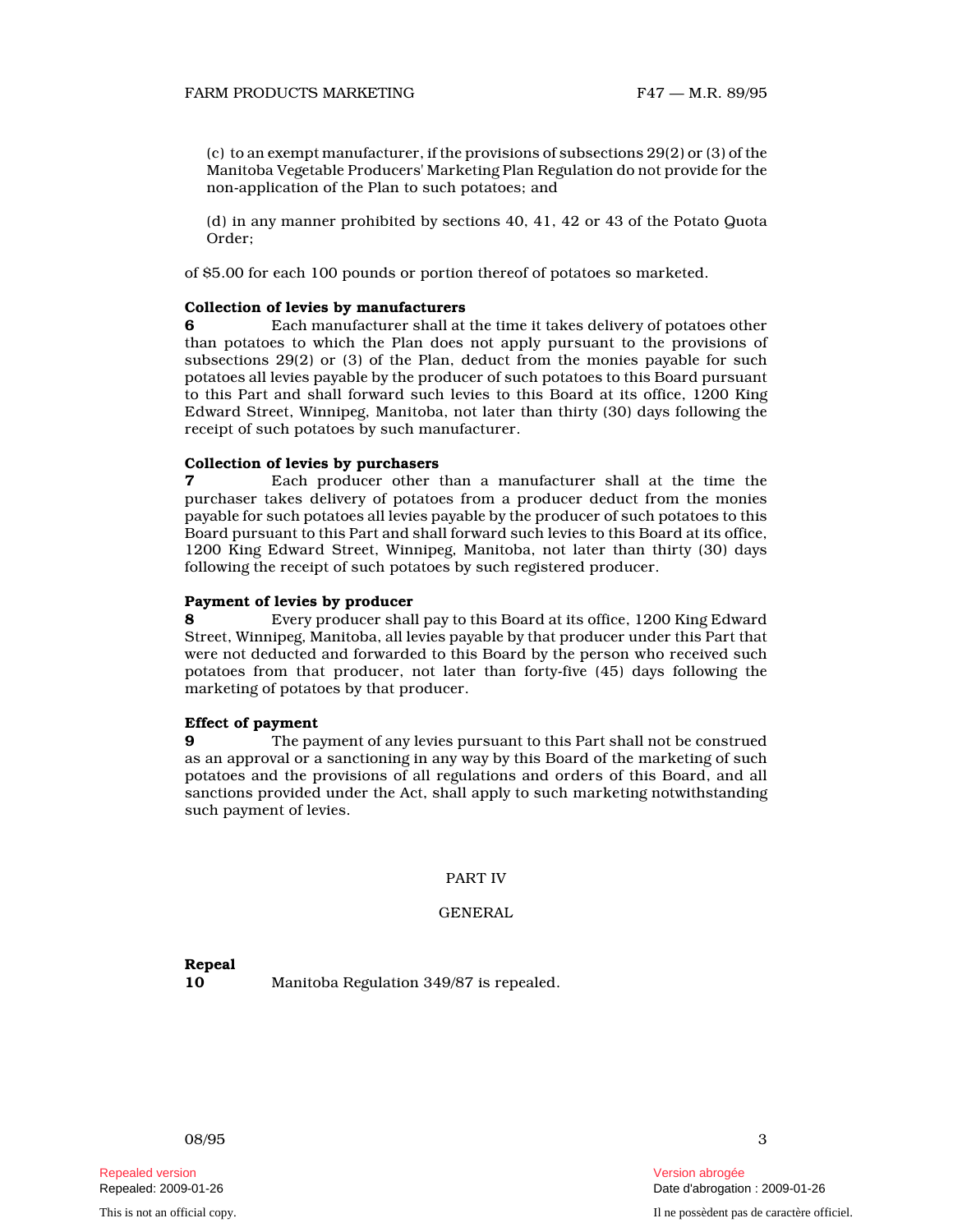(c) to an exempt manufacturer, if the provisions of subsections 29(2) or (3) of the Manitoba Vegetable Producers' Marketing Plan Regulation do not provide for the non-application of the Plan to such potatoes; and

(d) in any manner prohibited by sections 40, 41, 42 or 43 of the Potato Quota Order;

of $5.00 for each 100 pounds or portion thereof of potatoes so marketed.

**Collection of levies by manufacturers**

**6** Each manufacturer shall at the time it takes delivery of potatoes other than potatoes to which the Plan does not apply pursuant to the provisions of subsections 29(2) or (3) of the Plan, deduct from the monies payable for such potatoes all levies payable by the producer of such potatoes to this Board pursuant to this Part and shall forward such levies to this Board at its office, 1200 King Edward Street, Winnipeg, Manitoba, not later than thirty (30) days following the receipt of such potatoes by such manufacturer.

**Collection of levies by purchasers**

**7** Each producer other than a manufacturer shall at the time the purchaser takes delivery of potatoes from a producer deduct from the monies payable for such potatoes all levies payable by the producer of such potatoes to this Board pursuant to this Part and shall forward such levies to this Board at its office, 1200 King Edward Street, Winnipeg, Manitoba, not later than thirty (30) days following the receipt of such potatoes by such registered producer.

**Payment of levies by producer**

**8** Every producer shall pay to this Board at its office, 1200 King Edward Street, Winnipeg, Manitoba, all levies payable by that producer under this Part that were not deducted and forwarded to this Board by the person who received such potatoes from that producer, not later than forty-five (45) days following the marketing of potatoes by that producer.

**Effect of payment**

**9** The payment of any levies pursuant to this Part shall not be construed as an approval or a sanctioning in any way by this Board of the marketing of such potatoes and the provisions of all regulations and orders of this Board, and all sanctions provided under the Act, shall apply to such marketing notwithstanding such payment of levies.

## PART IV

## GENERAL

**Repeal**

**10** Manitoba Regulation 349/87 is repealed.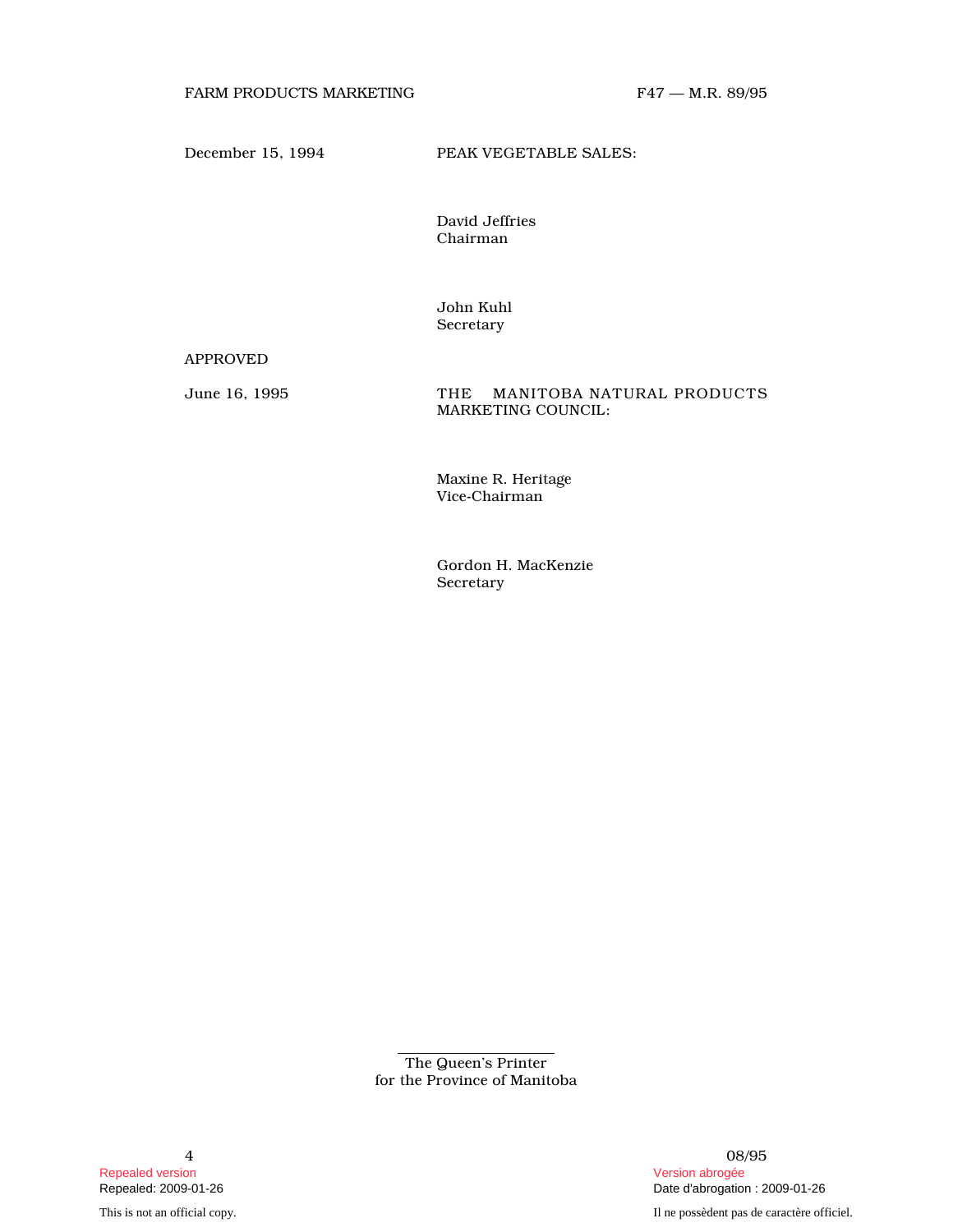December 15, 1994

PEAK VEGETABLE SALES:

David Jeffries
Chairman

John Kuhl
Secretary

APPROVED

June 16, 1995

THE MANITOBA NATURAL PRODUCTS MARKETING COUNCIL:

Maxine R. Heritage
Vice-Chairman

Gordon H. MacKenzie
Secretary

The Queen's Printer
for the Province of Manitoba